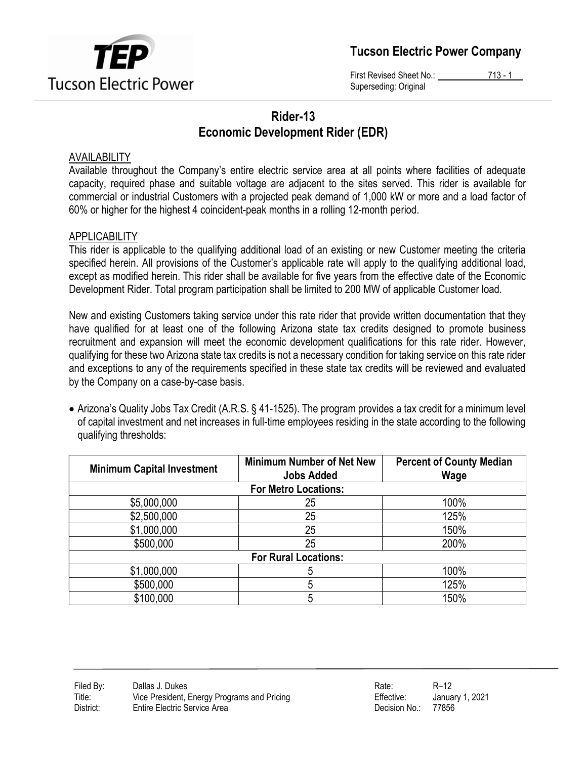**Tucson Electric Power Company**

First Revised Sheet No.: 713 - 1
Superseding: Original

# Rider-13
# Economic Development Rider (EDR)

## AVAILABILITY

Available throughout the Company's entire electric service area at all points where facilities of adequate capacity, required phase and suitable voltage are adjacent to the sites served. This rider is available for commercial or industrial Customers with a projected peak demand of 1,000 kW or more and a load factor of 60% or higher for the highest 4 coincident-peak months in a rolling 12-month period.

## APPLICABILITY

This rider is applicable to the qualifying additional load of an existing or new Customer meeting the criteria specified herein. All provisions of the Customer's applicable rate will apply to the qualifying additional load, except as modified herein. This rider shall be available for five years from the effective date of the Economic Development Rider. Total program participation shall be limited to 200 MW of applicable Customer load.

New and existing Customers taking service under this rate rider that provide written documentation that they have qualified for at least one of the following Arizona state tax credits designed to promote business recruitment and expansion will meet the economic development qualifications for this rate rider. However, qualifying for these two Arizona state tax credits is not a necessary condition for taking service on this rate rider and exceptions to any of the requirements specified in these state tax credits will be reviewed and evaluated by the Company on a case-by-case basis.

- Arizona's Quality Jobs Tax Credit (A.R.S. § 41-1525). The program provides a tax credit for a minimum level of capital investment and net increases in full-time employees residing in the state according to the following qualifying thresholds:

| Minimum Capital Investment | Minimum Number of Net New Jobs Added | Percent of County Median Wage |
|---|---|---|
| **For Metro Locations:** | | |
| $5,000,000 | 25 | 100% |
| $2,500,000 | 25 | 125% |
| $1,000,000 | 25 | 150% |
| $500,000 | 25 | 200% |
| **For Rural Locations:** | | |
| $1,000,000 | 5 | 100% |
| $500,000 | 5 | 125% |
| $100,000 | 5 | 150% |

Filed By: Dallas J. Dukes
Title: Vice President, Energy Programs and Pricing
District: Entire Electric Service Area

Rate: R–12
Effective: January 1, 2021
Decision No.: 77856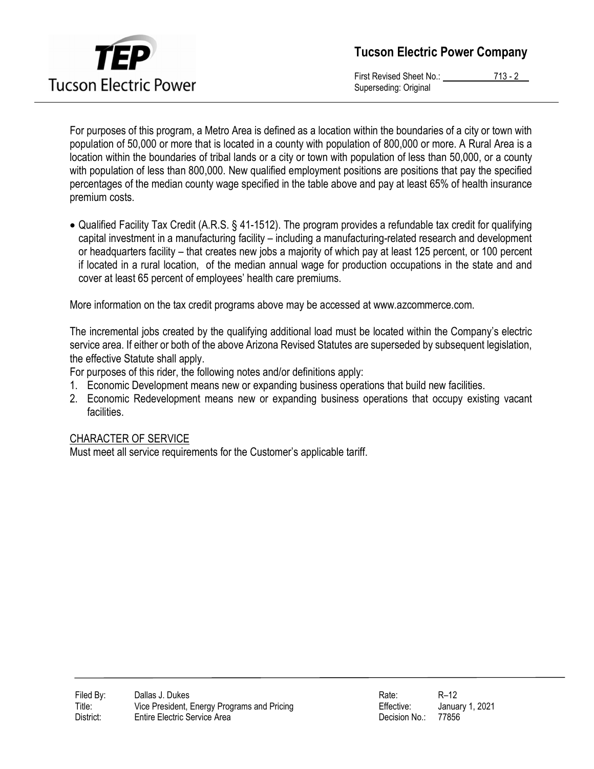For purposes of this program, a Metro Area is defined as a location within the boundaries of a city or town with population of 50,000 or more that is located in a county with population of 800,000 or more. A Rural Area is a location within the boundaries of tribal lands or a city or town with population of less than 50,000, or a county with population of less than 800,000. New qualified employment positions are positions that pay the specified percentages of the median county wage specified in the table above and pay at least 65% of health insurance premium costs.

- Qualified Facility Tax Credit (A.R.S. § 41-1512). The program provides a refundable tax credit for qualifying capital investment in a manufacturing facility – including a manufacturing-related research and development or headquarters facility – that creates new jobs a majority of which pay at least 125 percent, or 100 percent if located in a rural location, of the median annual wage for production occupations in the state and and cover at least 65 percent of employees' health care premiums.

More information on the tax credit programs above may be accessed at www.azcommerce.com.

The incremental jobs created by the qualifying additional load must be located within the Company's electric service area. If either or both of the above Arizona Revised Statutes are superseded by subsequent legislation, the effective Statute shall apply.

For purposes of this rider, the following notes and/or definitions apply:

1. Economic Development means new or expanding business operations that build new facilities.
2. Economic Redevelopment means new or expanding business operations that occupy existing vacant facilities.

## CHARACTER OF SERVICE

Must meet all service requirements for the Customer's applicable tariff.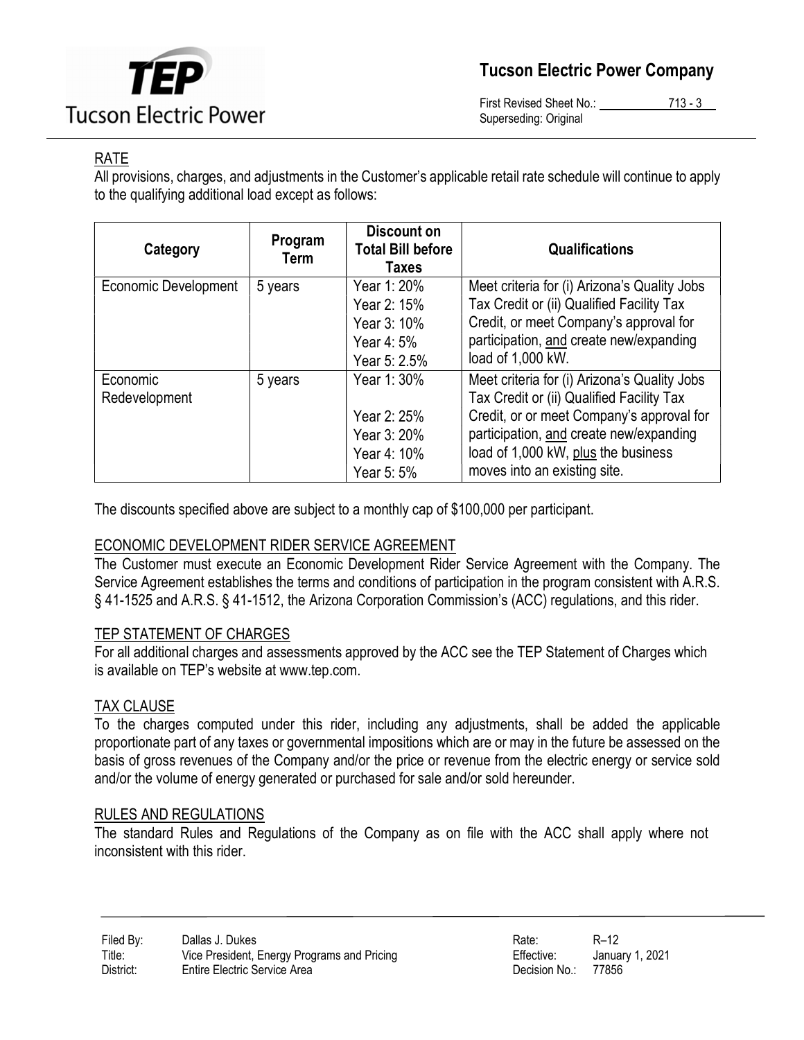## RATE

All provisions, charges, and adjustments in the Customer's applicable retail rate schedule will continue to apply to the qualifying additional load except as follows:

| Category | Program Term | Discount on Total Bill before Taxes | Qualifications |
|---|---|---|---|
| Economic Development | 5 years | Year 1: 20%<br>Year 2: 15%<br>Year 3: 10%<br>Year 4: 5%<br>Year 5: 2.5% | Meet criteria for (i) Arizona's Quality Jobs Tax Credit or (ii) Qualified Facility Tax Credit, or meet Company's approval for participation, <u>and</u> create new/expanding load of 1,000 kW. |
| Economic Redevelopment | 5 years | Year 1: 30%<br>Year 2: 25%<br>Year 3: 20%<br>Year 4: 10%<br>Year 5: 5% | Meet criteria for (i) Arizona's Quality Jobs Tax Credit or (ii) Qualified Facility Tax Credit, or or meet Company's approval for participation, <u>and</u> create new/expanding load of 1,000 kW, <u>plus</u> the business moves into an existing site. |

The discounts specified above are subject to a monthly cap of $100,000 per participant.

## ECONOMIC DEVELOPMENT RIDER SERVICE AGREEMENT

The Customer must execute an Economic Development Rider Service Agreement with the Company. The Service Agreement establishes the terms and conditions of participation in the program consistent with A.R.S. § 41-1525 and A.R.S. § 41-1512, the Arizona Corporation Commission's (ACC) regulations, and this rider.

## TEP STATEMENT OF CHARGES

For all additional charges and assessments approved by the ACC see the TEP Statement of Charges which is available on TEP's website at www.tep.com.

## TAX CLAUSE

To the charges computed under this rider, including any adjustments, shall be added the applicable proportionate part of any taxes or governmental impositions which are or may in the future be assessed on the basis of gross revenues of the Company and/or the price or revenue from the electric energy or service sold and/or the volume of energy generated or purchased for sale and/or sold hereunder.

## RULES AND REGULATIONS

The standard Rules and Regulations of the Company as on file with the ACC shall apply where not inconsistent with this rider.